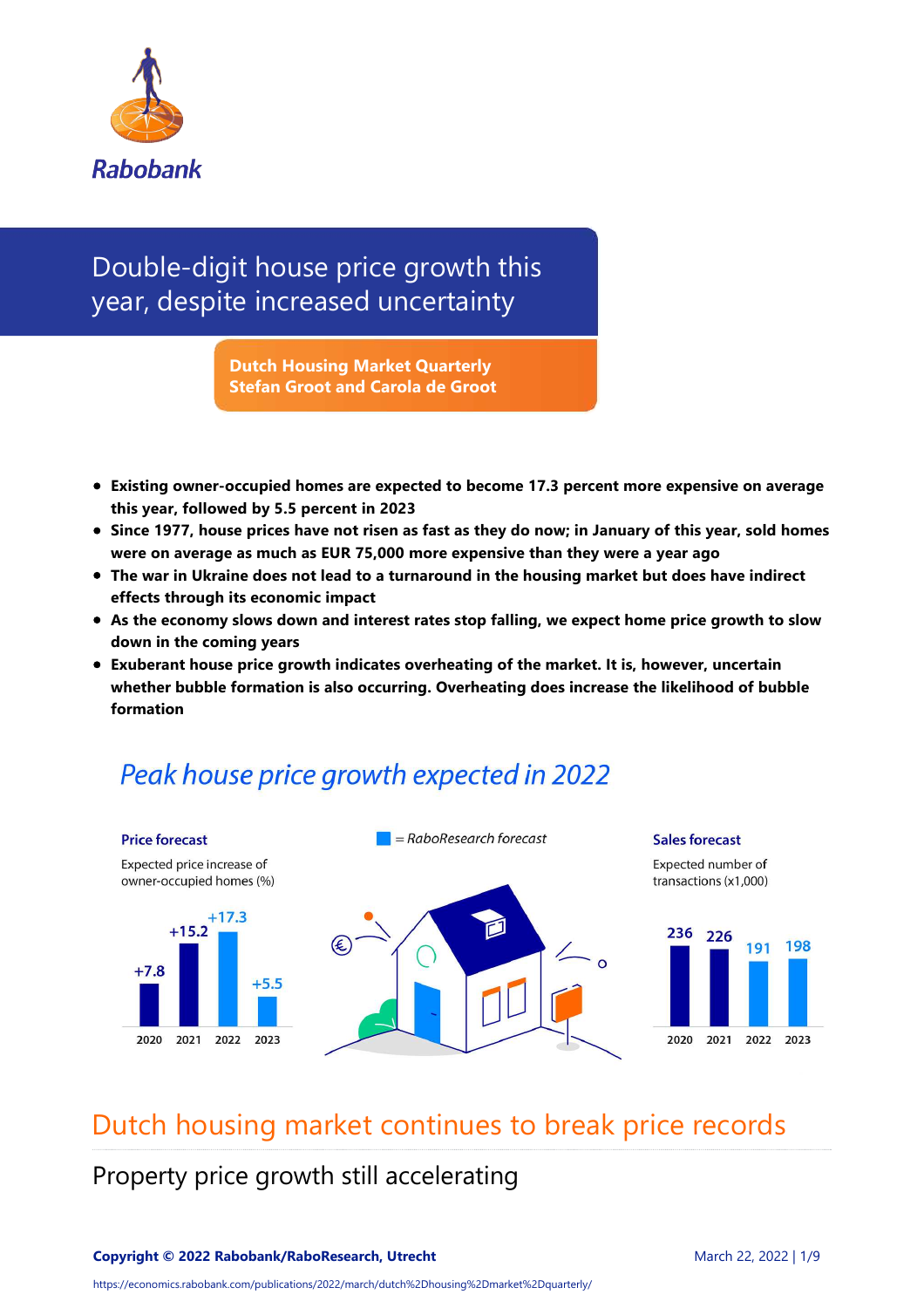Rabobank

# Double-digit house price growth this year, despite increased uncertainty

**Dutch Housing Market Quarterly**
**Stefan Groot and Carola de Groot**

- **Existing owner-occupied homes are expected to become 17.3 percent more expensive on average this year, followed by 5.5 percent in 2023**
- **Since 1977, house prices have not risen as fast as they do now; in January of this year, sold homes were on average as much as EUR 75,000 more expensive than they were a year ago**
- **The war in Ukraine does not lead to a turnaround in the housing market but does have indirect effects through its economic impact**
- **As the economy slows down and interest rates stop falling, we expect home price growth to slow down in the coming years**
- **Exuberant house price growth indicates overheating of the market. It is, however, uncertain whether bubble formation is also occurring. Overheating does increase the likelihood of bubble formation**

## *Peak house price growth expected in 2022*

**Price forecast**

Expected price increase of owner-occupied homes (%)

| 2020 | 2021 | 2022 | 2023 |
|---|---|---|---|
| +7.8 | +15.2 | +17.3 | +5.5 |

■ = *RaboResearch forecast*

**Sales forecast**

Expected number of transactions (x1,000)

| 2020 | 2021 | 2022 | 2023 |
|---|---|---|---|
| 236 | 226 | 191 | 198 |

## Dutch housing market continues to break price records

### Property price growth still accelerating

**Copyright © 2022 Rabobank/RaboResearch, Utrecht**

March 22, 2022

https://economics.rabobank.com/publications/2022/march/dutch%2Dhousing%2Dmarket%2Dquarterly/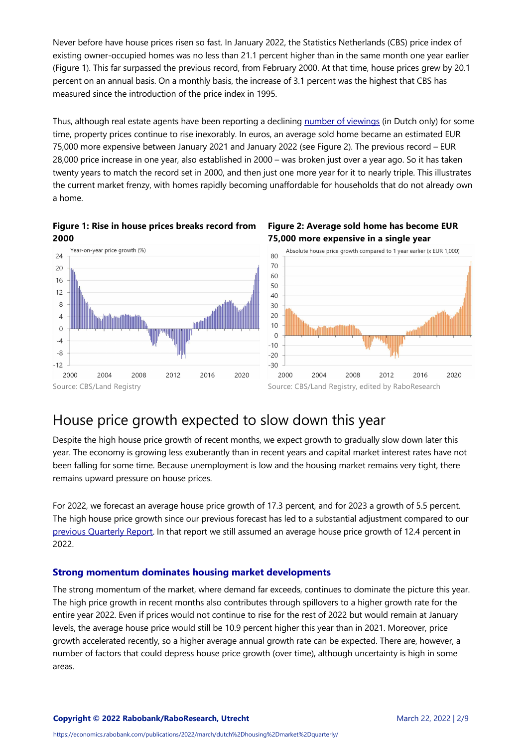Never before have house prices risen so fast. In January 2022, the Statistics Netherlands (CBS) price index of existing owner-occupied homes was no less than 21.1 percent higher than in the same month one year earlier (Figure 1). This far surpassed the previous record, from February 2000. At that time, house prices grew by 20.1 percent on an annual basis. On a monthly basis, the increase of 3.1 percent was the highest that CBS has measured since the introduction of the price index in 1995.

Thus, although real estate agents have been reporting a declining number of viewings (in Dutch only) for some time, property prices continue to rise inexorably. In euros, an average sold home became an estimated EUR 75,000 more expensive between January 2021 and January 2022 (see Figure 2). The previous record – EUR 28,000 price increase in one year, also established in 2000 – was broken just over a year ago. So it has taken twenty years to match the record set in 2000, and then just one more year for it to nearly triple. This illustrates the current market frenzy, with homes rapidly becoming unaffordable for households that do not already own a home.

**Figure 1: Rise in house prices breaks record from 2000**

Source: CBS/Land Registry

**Figure 2: Average sold home has become EUR 75,000 more expensive in a single year**

Source: CBS/Land Registry, edited by RaboResearch

# House price growth expected to slow down this year

Despite the high house price growth of recent months, we expect growth to gradually slow down later this year. The economy is growing less exuberantly than in recent years and capital market interest rates have not been falling for some time. Because unemployment is low and the housing market remains very tight, there remains upward pressure on house prices.

For 2022, we forecast an average house price growth of 17.3 percent, and for 2023 a growth of 5.5 percent. The high house price growth since our previous forecast has led to a substantial adjustment compared to our previous Quarterly Report. In that report we still assumed an average house price growth of 12.4 percent in 2022.

### Strong momentum dominates housing market developments

The strong momentum of the market, where demand far exceeds, continues to dominate the picture this year. The high price growth in recent months also contributes through spillovers to a higher growth rate for the entire year 2022. Even if prices would not continue to rise for the rest of 2022 but would remain at January levels, the average house price would still be 10.9 percent higher this year than in 2021. Moreover, price growth accelerated recently, so a higher average annual growth rate can be expected. There are, however, a number of factors that could depress house price growth (over time), although uncertainty is high in some areas.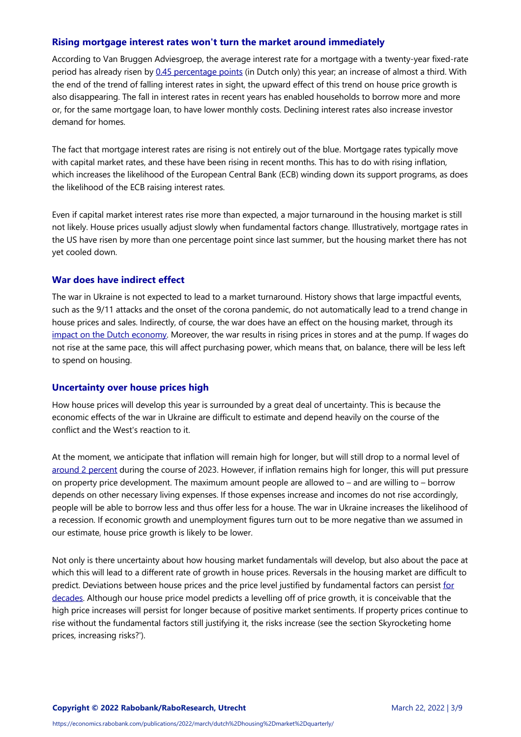### Rising mortgage interest rates won't turn the market around immediately

According to Van Bruggen Adviesgroep, the average interest rate for a mortgage with a twenty-year fixed-rate period has already risen by 0.45 percentage points (in Dutch only) this year; an increase of almost a third. With the end of the trend of falling interest rates in sight, the upward effect of this trend on house price growth is also disappearing. The fall in interest rates in recent years has enabled households to borrow more and more or, for the same mortgage loan, to have lower monthly costs. Declining interest rates also increase investor demand for homes.

The fact that mortgage interest rates are rising is not entirely out of the blue. Mortgage rates typically move with capital market rates, and these have been rising in recent months. This has to do with rising inflation, which increases the likelihood of the European Central Bank (ECB) winding down its support programs, as does the likelihood of the ECB raising interest rates.

Even if capital market interest rates rise more than expected, a major turnaround in the housing market is still not likely. House prices usually adjust slowly when fundamental factors change. Illustratively, mortgage rates in the US have risen by more than one percentage point since last summer, but the housing market there has not yet cooled down.

### War does have indirect effect

The war in Ukraine is not expected to lead to a market turnaround. History shows that large impactful events, such as the 9/11 attacks and the onset of the corona pandemic, do not automatically lead to a trend change in house prices and sales. Indirectly, of course, the war does have an effect on the housing market, through its impact on the Dutch economy. Moreover, the war results in rising prices in stores and at the pump. If wages do not rise at the same pace, this will affect purchasing power, which means that, on balance, there will be less left to spend on housing.

### Uncertainty over house prices high

How house prices will develop this year is surrounded by a great deal of uncertainty. This is because the economic effects of the war in Ukraine are difficult to estimate and depend heavily on the course of the conflict and the West's reaction to it.

At the moment, we anticipate that inflation will remain high for longer, but will still drop to a normal level of around 2 percent during the course of 2023. However, if inflation remains high for longer, this will put pressure on property price development. The maximum amount people are allowed to – and are willing to – borrow depends on other necessary living expenses. If those expenses increase and incomes do not rise accordingly, people will be able to borrow less and thus offer less for a house. The war in Ukraine increases the likelihood of a recession. If economic growth and unemployment figures turn out to be more negative than we assumed in our estimate, house price growth is likely to be lower.

Not only is there uncertainty about how housing market fundamentals will develop, but also about the pace at which this will lead to a different rate of growth in house prices. Reversals in the housing market are difficult to predict. Deviations between house prices and the price level justified by fundamental factors can persist for decades. Although our house price model predicts a levelling off of price growth, it is conceivable that the high price increases will persist for longer because of positive market sentiments. If property prices continue to rise without the fundamental factors still justifying it, the risks increase (see the section Skyrocketing home prices, increasing risks?').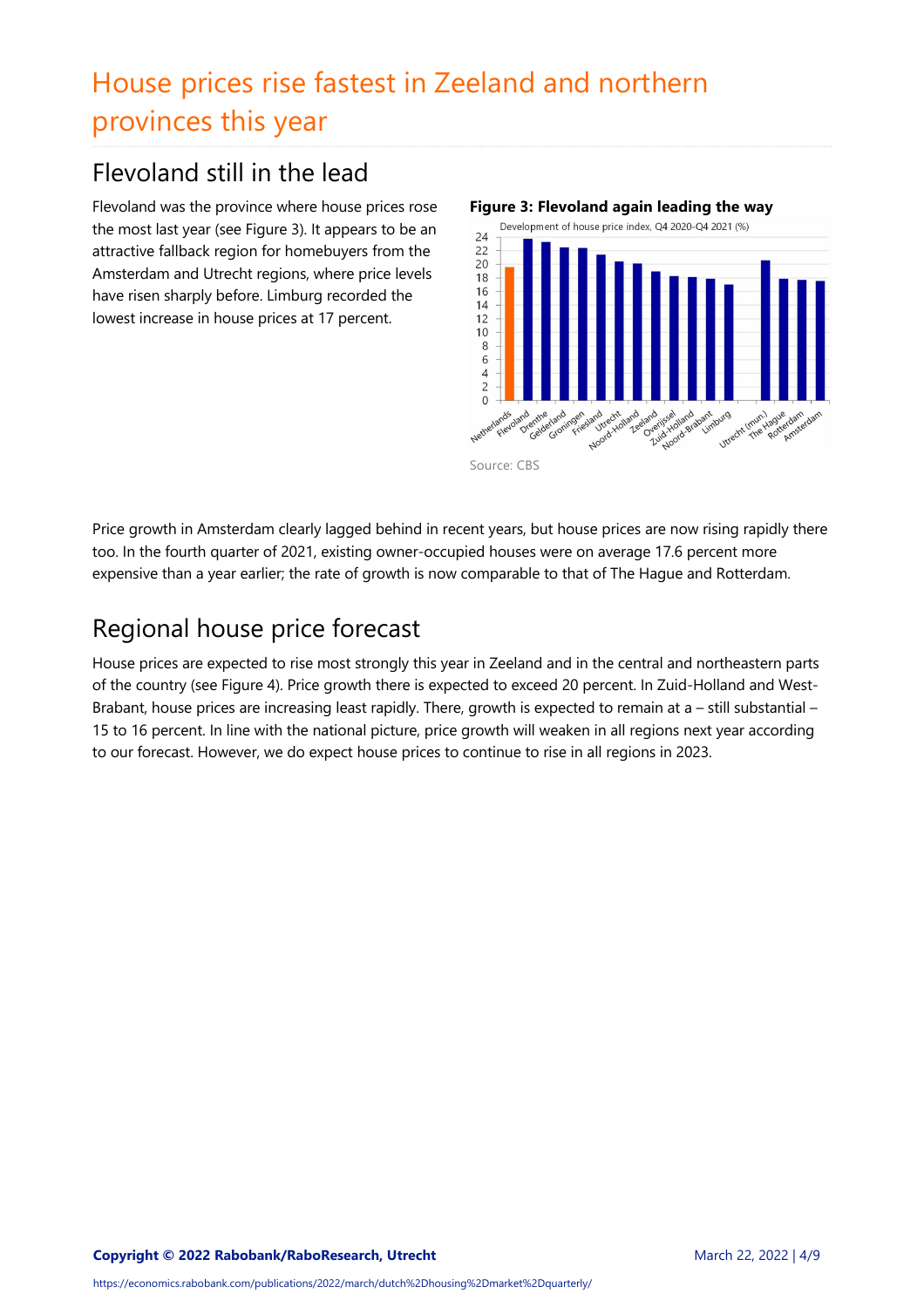# House prices rise fastest in Zeeland and northern provinces this year

## Flevoland still in the lead

Flevoland was the province where house prices rose the most last year (see Figure 3). It appears to be an attractive fallback region for homebuyers from the Amsterdam and Utrecht regions, where price levels have risen sharply before. Limburg recorded the lowest increase in house prices at 17 percent.

**Figure 3: Flevoland again leading the way**

Development of house price index, Q4 2020-Q4 2021 (%)

Source: CBS

Price growth in Amsterdam clearly lagged behind in recent years, but house prices are now rising rapidly there too. In the fourth quarter of 2021, existing owner-occupied houses were on average 17.6 percent more expensive than a year earlier; the rate of growth is now comparable to that of The Hague and Rotterdam.

## Regional house price forecast

House prices are expected to rise most strongly this year in Zeeland and in the central and northeastern parts of the country (see Figure 4). Price growth there is expected to exceed 20 percent. In Zuid-Holland and West-Brabant, house prices are increasing least rapidly. There, growth is expected to remain at a – still substantial – 15 to 16 percent. In line with the national picture, price growth will weaken in all regions next year according to our forecast. However, we do expect house prices to continue to rise in all regions in 2023.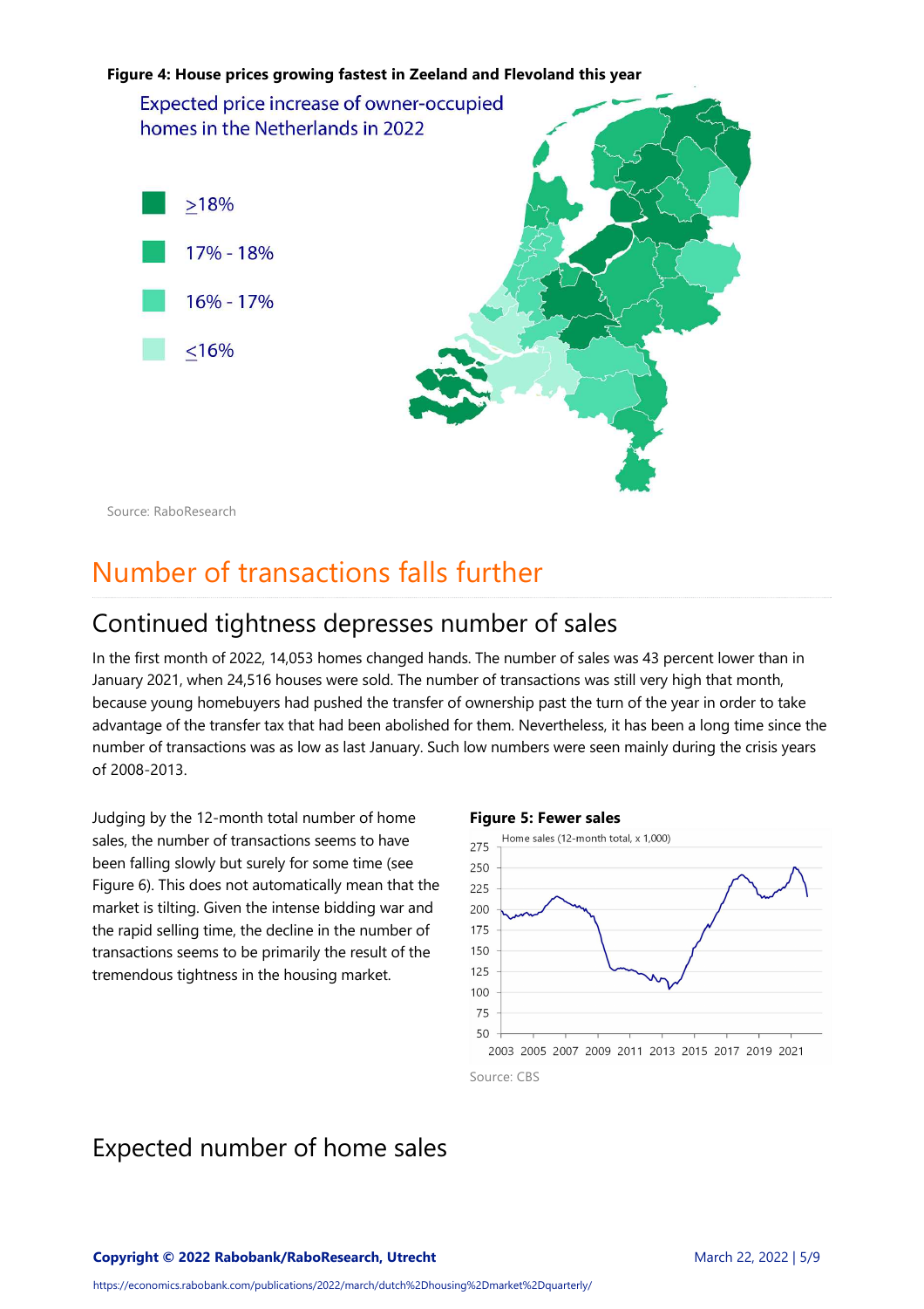**Figure 4: House prices growing fastest in Zeeland and Flevoland this year**

Expected price increase of owner-occupied homes in the Netherlands in 2022

- ≥18%
- 17% - 18%
- 16% - 17%
- ≤16%

Source: RaboResearch

# Number of transactions falls further

## Continued tightness depresses number of sales

In the first month of 2022, 14,053 homes changed hands. The number of sales was 43 percent lower than in January 2021, when 24,516 houses were sold. The number of transactions was still very high that month, because young homebuyers had pushed the transfer of ownership past the turn of the year in order to take advantage of the transfer tax that had been abolished for them. Nevertheless, it has been a long time since the number of transactions was as low as last January. Such low numbers were seen mainly during the crisis years of 2008-2013.

Judging by the 12-month total number of home sales, the number of transactions seems to have been falling slowly but surely for some time (see Figure 6). This does not automatically mean that the market is tilting. Given the intense bidding war and the rapid selling time, the decline in the number of transactions seems to be primarily the result of the tremendous tightness in the housing market.

**Figure 5: Fewer sales**

Home sales (12-month total, x 1,000)

Source: CBS

## Expected number of home sales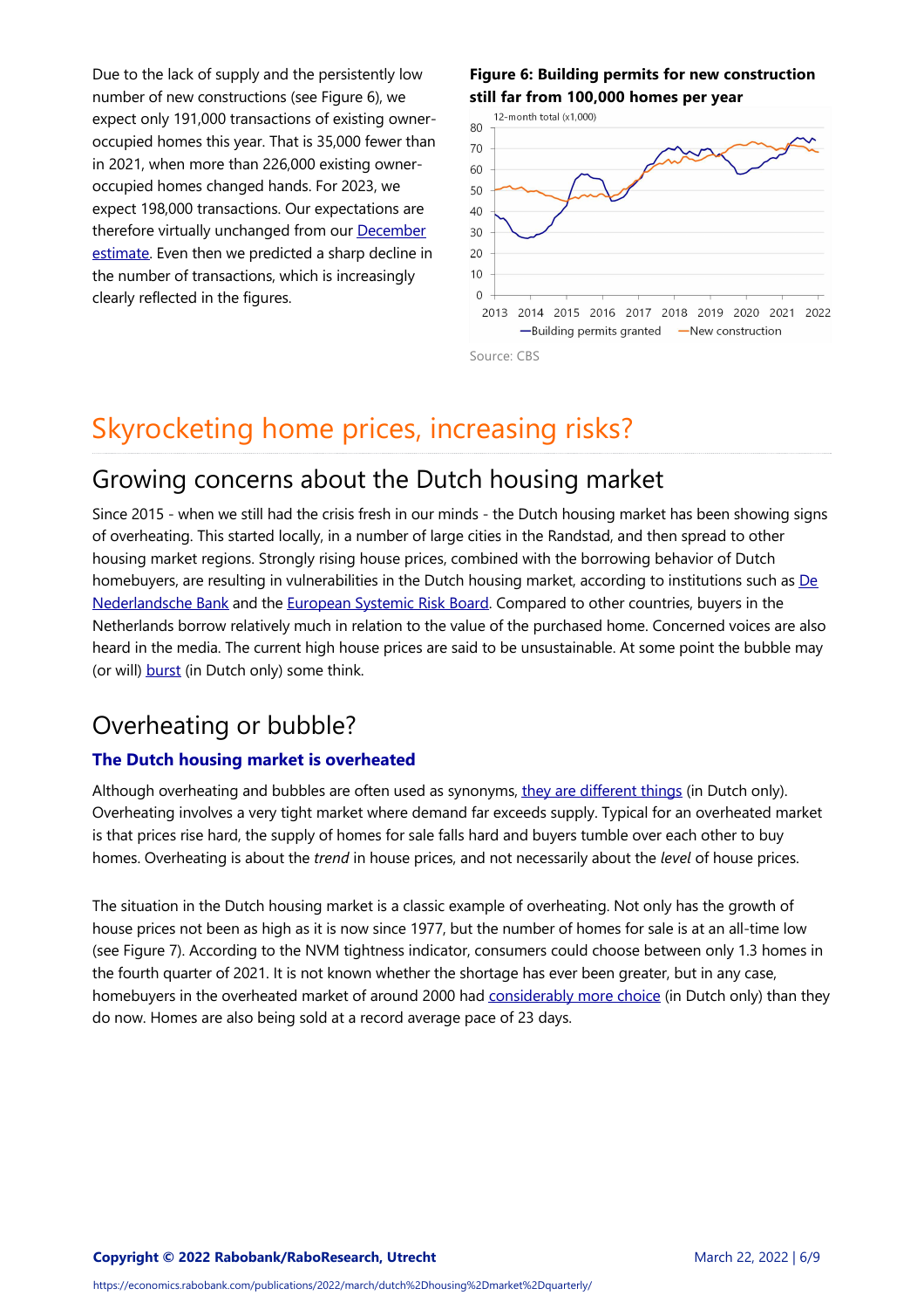Due to the lack of supply and the persistently low number of new constructions (see Figure 6), we expect only 191,000 transactions of existing owner-occupied homes this year. That is 35,000 fewer than in 2021, when more than 226,000 existing owner-occupied homes changed hands. For 2023, we expect 198,000 transactions. Our expectations are therefore virtually unchanged from our December estimate. Even then we predicted a sharp decline in the number of transactions, which is increasingly clearly reflected in the figures.

**Figure 6: Building permits for new construction still far from 100,000 homes per year**

Source: CBS

# Skyrocketing home prices, increasing risks?

## Growing concerns about the Dutch housing market

Since 2015 - when we still had the crisis fresh in our minds - the Dutch housing market has been showing signs of overheating. This started locally, in a number of large cities in the Randstad, and then spread to other housing market regions. Strongly rising house prices, combined with the borrowing behavior of Dutch homebuyers, are resulting in vulnerabilities in the Dutch housing market, according to institutions such as De Nederlandsche Bank and the European Systemic Risk Board. Compared to other countries, buyers in the Netherlands borrow relatively much in relation to the value of the purchased home. Concerned voices are also heard in the media. The current high house prices are said to be unsustainable. At some point the bubble may (or will) burst (in Dutch only) some think.

## Overheating or bubble?

### The Dutch housing market is overheated

Although overheating and bubbles are often used as synonyms, they are different things (in Dutch only). Overheating involves a very tight market where demand far exceeds supply. Typical for an overheated market is that prices rise hard, the supply of homes for sale falls hard and buyers tumble over each other to buy homes. Overheating is about the *trend* in house prices, and not necessarily about the *level* of house prices.

The situation in the Dutch housing market is a classic example of overheating. Not only has the growth of house prices not been as high as it is now since 1977, but the number of homes for sale is at an all-time low (see Figure 7). According to the NVM tightness indicator, consumers could choose between only 1.3 homes in the fourth quarter of 2021. It is not known whether the shortage has ever been greater, but in any case, homebuyers in the overheated market of around 2000 had considerably more choice (in Dutch only) than they do now. Homes are also being sold at a record average pace of 23 days.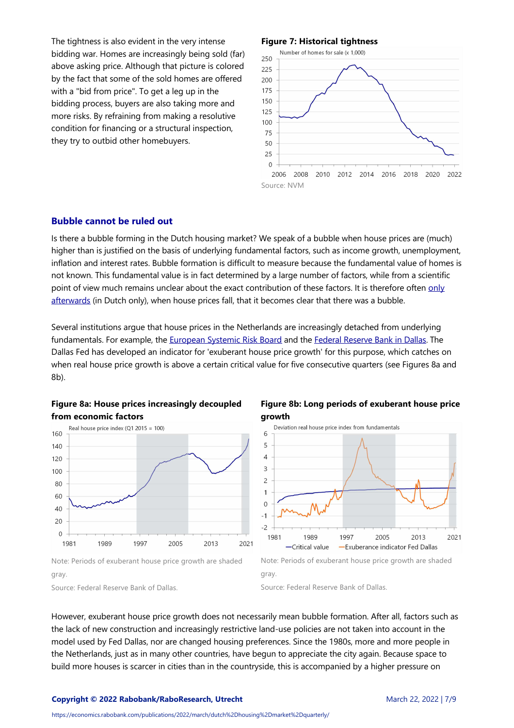The tightness is also evident in the very intense bidding war. Homes are increasingly being sold (far) above asking price. Although that picture is colored by the fact that some of the sold homes are offered with a "bid from price". To get a leg up in the bidding process, buyers are also taking more and more risks. By refraining from making a resolutive condition for financing or a structural inspection, they try to outbid other homebuyers.

**Figure 7: Historical tightness**

Source: NVM

## Bubble cannot be ruled out

Is there a bubble forming in the Dutch housing market? We speak of a bubble when house prices are (much) higher than is justified on the basis of underlying fundamental factors, such as income growth, unemployment, inflation and interest rates. Bubble formation is difficult to measure because the fundamental value of homes is not known. This fundamental value is in fact determined by a large number of factors, while from a scientific point of view much remains unclear about the exact contribution of these factors. It is therefore often only afterwards (in Dutch only), when house prices fall, that it becomes clear that there was a bubble.

Several institutions argue that house prices in the Netherlands are increasingly detached from underlying fundamentals. For example, the European Systemic Risk Board and the Federal Reserve Bank in Dallas. The Dallas Fed has developed an indicator for 'exuberant house price growth' for this purpose, which catches on when real house price growth is above a certain critical value for five consecutive quarters (see Figures 8a and 8b).

**Figure 8a: House prices increasingly decoupled from economic factors**

Note: Periods of exuberant house price growth are shaded gray.

Source: Federal Reserve Bank of Dallas.

**Figure 8b: Long periods of exuberant house price growth**

Note: Periods of exuberant house price growth are shaded gray.

Source: Federal Reserve Bank of Dallas.

However, exuberant house price growth does not necessarily mean bubble formation. After all, factors such as the lack of new construction and increasingly restrictive land-use policies are not taken into account in the model used by Fed Dallas, nor are changed housing preferences. Since the 1980s, more and more people in the Netherlands, just as in many other countries, have begun to appreciate the city again. Because space to build more houses is scarcer in cities than in the countryside, this is accompanied by a higher pressure on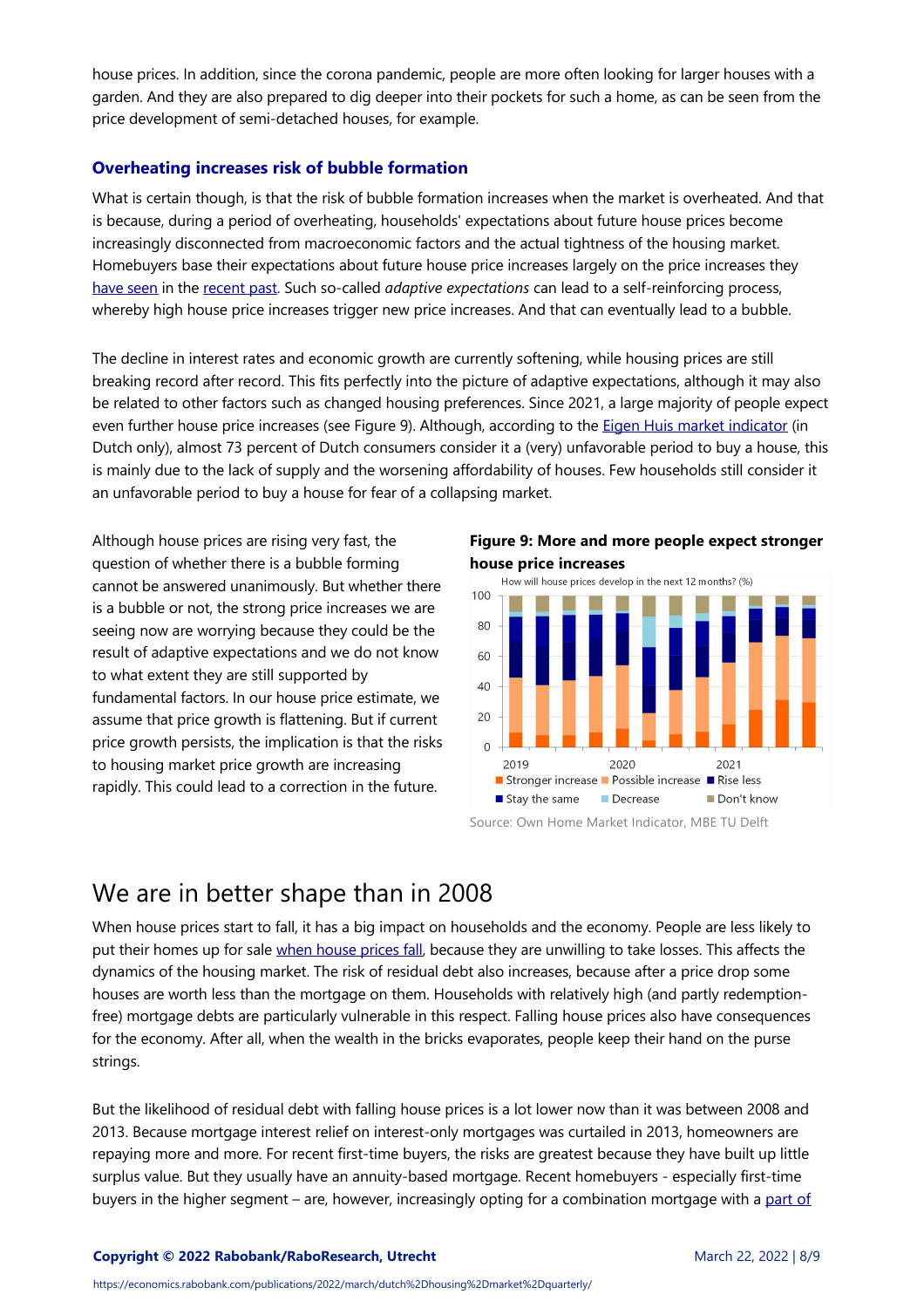house prices. In addition, since the corona pandemic, people are more often looking for larger houses with a garden. And they are also prepared to dig deeper into their pockets for such a home, as can be seen from the price development of semi-detached houses, for example.

### Overheating increases risk of bubble formation

What is certain though, is that the risk of bubble formation increases when the market is overheated. And that is because, during a period of overheating, households' expectations about future house prices become increasingly disconnected from macroeconomic factors and the actual tightness of the housing market. Homebuyers base their expectations about future house price increases largely on the price increases they have seen in the recent past. Such so-called *adaptive expectations* can lead to a self-reinforcing process, whereby high house price increases trigger new price increases. And that can eventually lead to a bubble.

The decline in interest rates and economic growth are currently softening, while housing prices are still breaking record after record. This fits perfectly into the picture of adaptive expectations, although it may also be related to other factors such as changed housing preferences. Since 2021, a large majority of people expect even further house price increases (see Figure 9). Although, according to the Eigen Huis market indicator (in Dutch only), almost 73 percent of Dutch consumers consider it a (very) unfavorable period to buy a house, this is mainly due to the lack of supply and the worsening affordability of houses. Few households still consider it an unfavorable period to buy a house for fear of a collapsing market.

Although house prices are rising very fast, the question of whether there is a bubble forming cannot be answered unanimously. But whether there is a bubble or not, the strong price increases we are seeing now are worrying because they could be the result of adaptive expectations and we do not know to what extent they are still supported by fundamental factors. In our house price estimate, we assume that price growth is flattening. But if current price growth persists, the implication is that the risks to housing market price growth are increasing rapidly. This could lead to a correction in the future.

**Figure 9: More and more people expect stronger house price increases**

How will house prices develop in the next 12 months? (%)

Stronger increase, Possible increase, Rise less, Stay the same, Decrease, Don't know

Source: Own Home Market Indicator, MBE TU Delft

## We are in better shape than in 2008

When house prices start to fall, it has a big impact on households and the economy. People are less likely to put their homes up for sale when house prices fall, because they are unwilling to take losses. This affects the dynamics of the housing market. The risk of residual debt also increases, because after a price drop some houses are worth less than the mortgage on them. Households with relatively high (and partly redemption-free) mortgage debts are particularly vulnerable in this respect. Falling house prices also have consequences for the economy. After all, when the wealth in the bricks evaporates, people keep their hand on the purse strings.

But the likelihood of residual debt with falling house prices is a lot lower now than it was between 2008 and 2013. Because mortgage interest relief on interest-only mortgages was curtailed in 2013, homeowners are repaying more and more. For recent first-time buyers, the risks are greatest because they have built up little surplus value. But they usually have an annuity-based mortgage. Recent homebuyers - especially first-time buyers in the higher segment – are, however, increasingly opting for a combination mortgage with a part of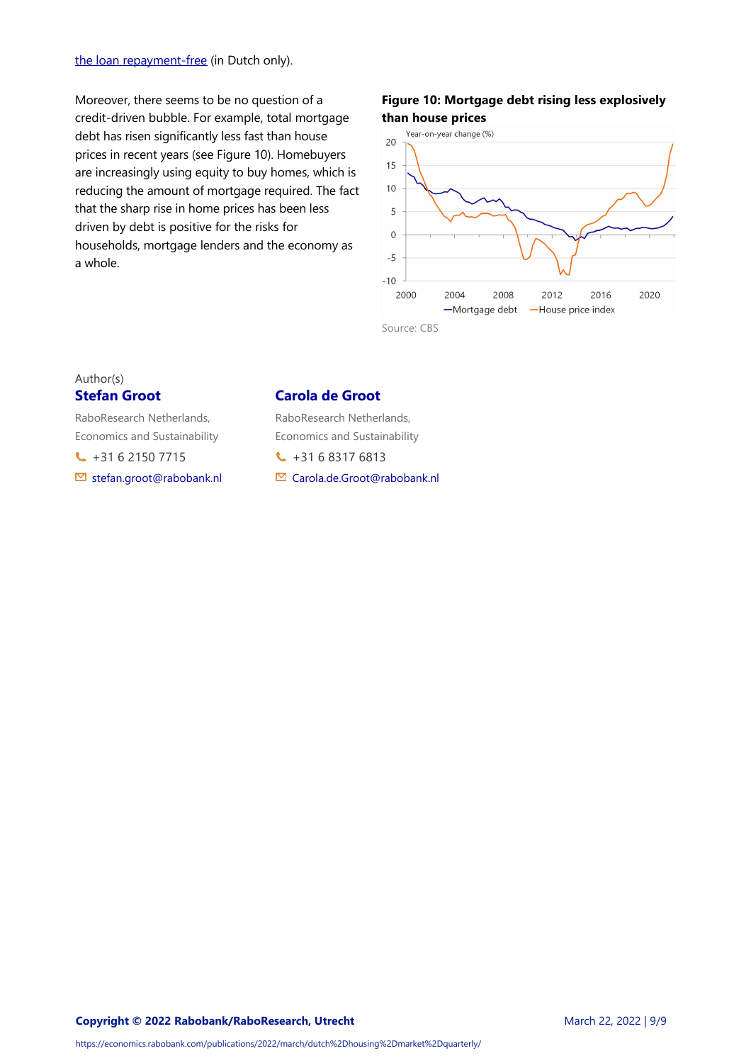[the loan repayment-free](#) (in Dutch only).

Moreover, there seems to be no question of a credit-driven bubble. For example, total mortgage debt has risen significantly less fast than house prices in recent years (see Figure 10). Homebuyers are increasingly using equity to buy homes, which is reducing the amount of mortgage required. The fact that the sharp rise in home prices has been less driven by debt is positive for the risks for households, mortgage lenders and the economy as a whole.

**Figure 10: Mortgage debt rising less explosively than house prices**

Year-on-year change (%)

20
15
10
5
0
-5
-10

2000 2004 2008 2012 2016 2020

Mortgage debt
House price index

Source: CBS

Author(s)

**Stefan Groot**

RaboResearch Netherlands, Economics and Sustainability

+31 6 2150 7715

stefan.groot@rabobank.nl

**Carola de Groot**

RaboResearch Netherlands, Economics and Sustainability

+31 6 8317 6813

Carola.de.Groot@rabobank.nl

**Copyright © 2022 Rabobank/RaboResearch, Utrecht**

March 22, 2022

https://economics.rabobank.com/publications/2022/march/dutch%2Dhousing%2Dmarket%2Dquarterly/